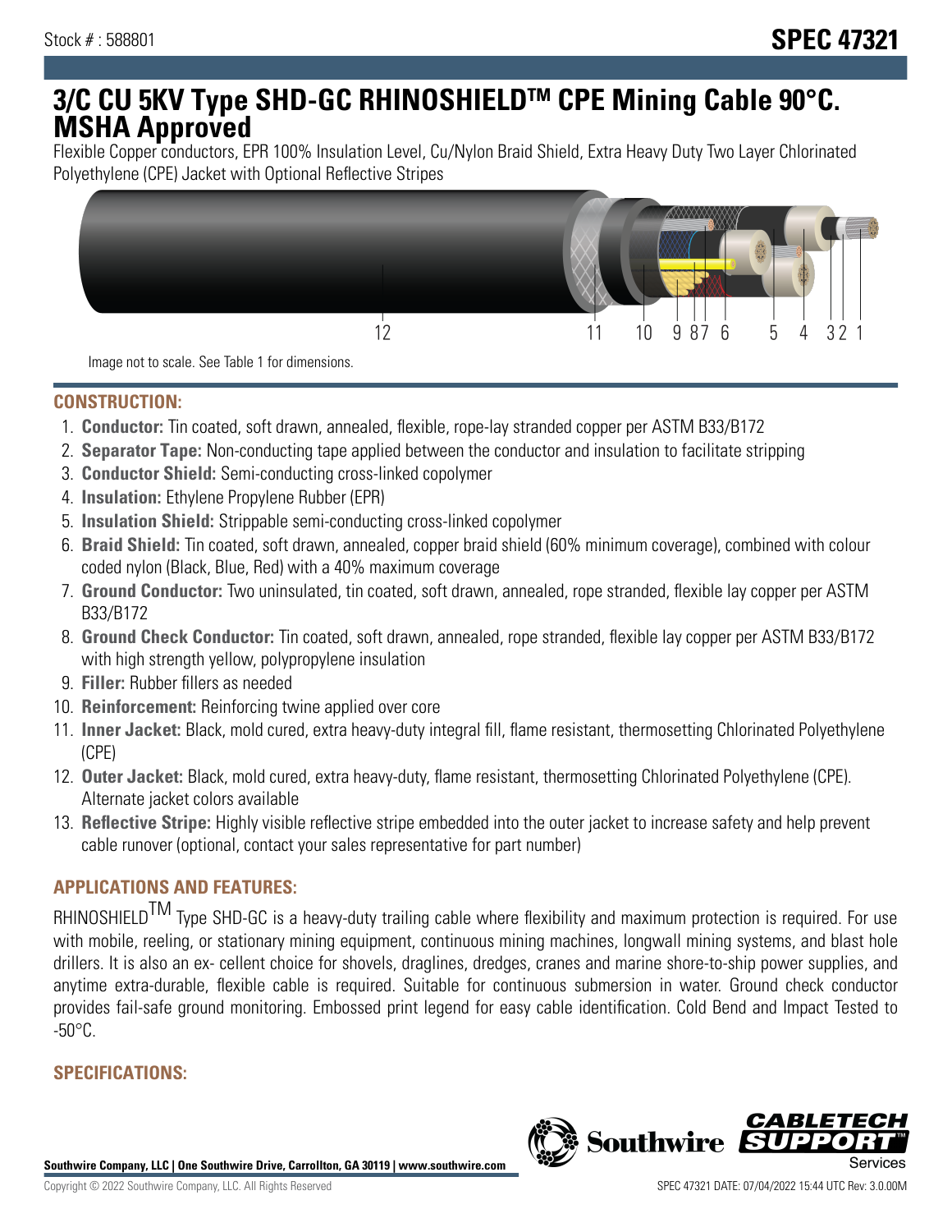Stock # : 588801

# SPEC 47321

# 3/C CU 5KV Type SHD-GC RHINOSHIELDTM CPE Mining Cable 90°C. MSHA Approved

Flexible Copper conductors, EPR 100% Insulation Level, Cu/Nylon Braid Shield, Extra Heavy Duty Two Layer Chlorinated Polyethylene (CPE) Jacket with Optional Reflective Stripes

Image not to scale. See Table 1 for dimensions.

## CONSTRUCTION:

1. **Conductor:** Tin coated, soft drawn, annealed, flexible, rope-lay stranded copper per ASTM B33/B172
2. **Separator Tape:** Non-conducting tape applied between the conductor and insulation to facilitate stripping
3. **Conductor Shield:** Semi-conducting cross-linked copolymer
4. **Insulation:** Ethylene Propylene Rubber (EPR)
5. **Insulation Shield:** Strippable semi-conducting cross-linked copolymer
6. **Braid Shield:** Tin coated, soft drawn, annealed, copper braid shield (60% minimum coverage), combined with colour coded nylon (Black, Blue, Red) with a 40% maximum coverage
7. **Ground Conductor:** Two uninsulated, tin coated, soft drawn, annealed, rope stranded, flexible lay copper per ASTM B33/B172
8. **Ground Check Conductor:** Tin coated, soft drawn, annealed, rope stranded, flexible lay copper per ASTM B33/B172 with high strength yellow, polypropylene insulation
9. **Filler:** Rubber fillers as needed
10. **Reinforcement:** Reinforcing twine applied over core
11. **Inner Jacket:** Black, mold cured, extra heavy-duty integral fill, flame resistant, thermosetting Chlorinated Polyethylene (CPE)
12. **Outer Jacket:** Black, mold cured, extra heavy-duty, flame resistant, thermosetting Chlorinated Polyethylene (CPE). Alternate jacket colors available
13. **Reflective Stripe:** Highly visible reflective stripe embedded into the outer jacket to increase safety and help prevent cable runover (optional, contact your sales representative for part number)

## APPLICATIONS AND FEATURES:

RHINOSHIELDTM Type SHD-GC is a heavy-duty trailing cable where flexibility and maximum protection is required. For use with mobile, reeling, or stationary mining equipment, continuous mining machines, longwall mining systems, and blast hole drillers. It is also an ex- cellent choice for shovels, draglines, dredges, cranes and marine shore-to-ship power supplies, and anytime extra-durable, flexible cable is required. Suitable for continuous submersion in water. Ground check conductor provides fail-safe ground monitoring. Embossed print legend for easy cable identification. Cold Bend and Impact Tested to -50°C.

## SPECIFICATIONS: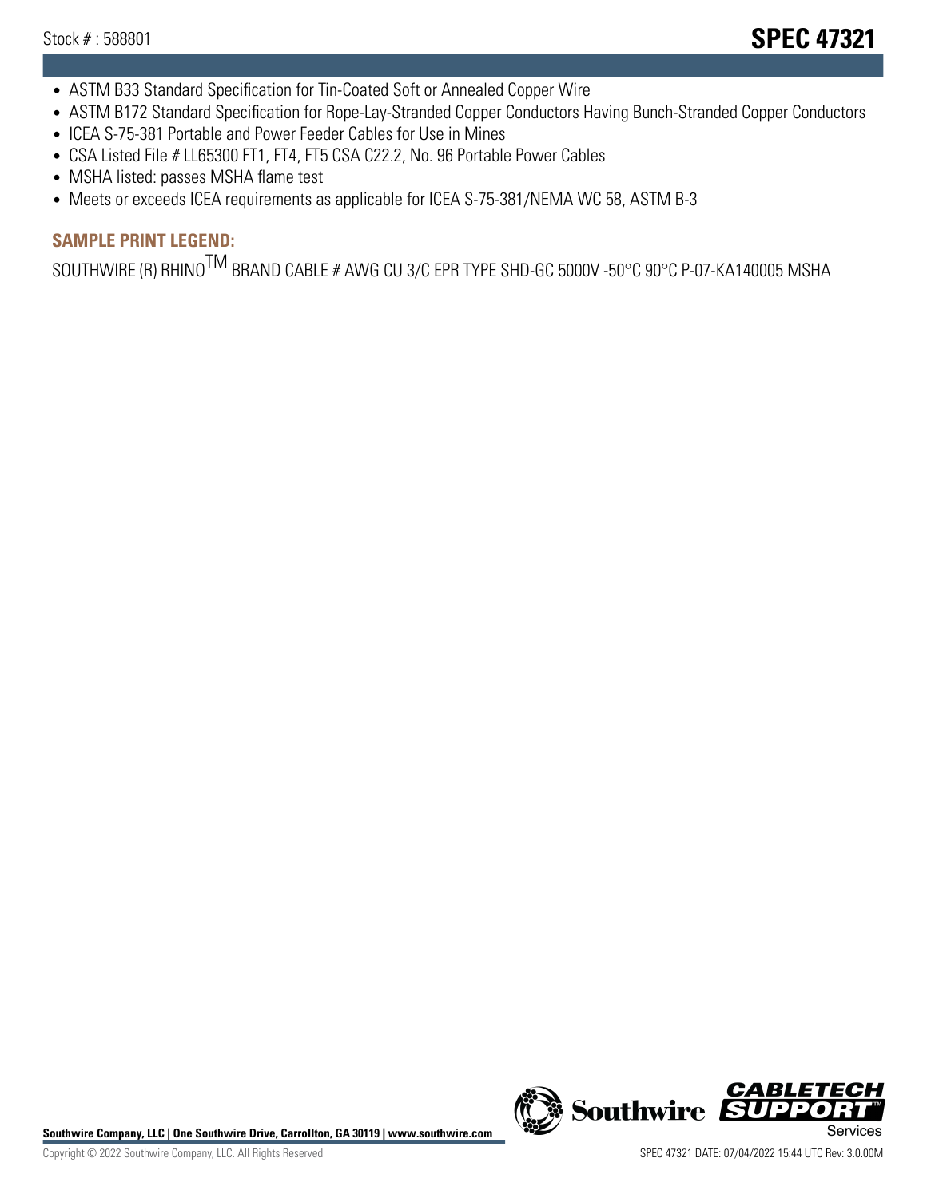- ASTM B33 Standard Specification for Tin-Coated Soft or Annealed Copper Wire
- ASTM B172 Standard Specification for Rope-Lay-Stranded Copper Conductors Having Bunch-Stranded Copper Conductors
- ICEA S-75-381 Portable and Power Feeder Cables for Use in Mines
- CSA Listed File # LL65300 FT1, FT4, FT5 CSA C22.2, No. 96 Portable Power Cables
- MSHA listed: passes MSHA flame test
- Meets or exceeds ICEA requirements as applicable for ICEA S-75-381/NEMA WC 58, ASTM B-3

## SAMPLE PRINT LEGEND:

SOUTHWIRE (R) RHINO™ BRAND CABLE # AWG CU 3/C EPR TYPE SHD-GC 5000V -50°C 90°C P-07-KA140005 MSHA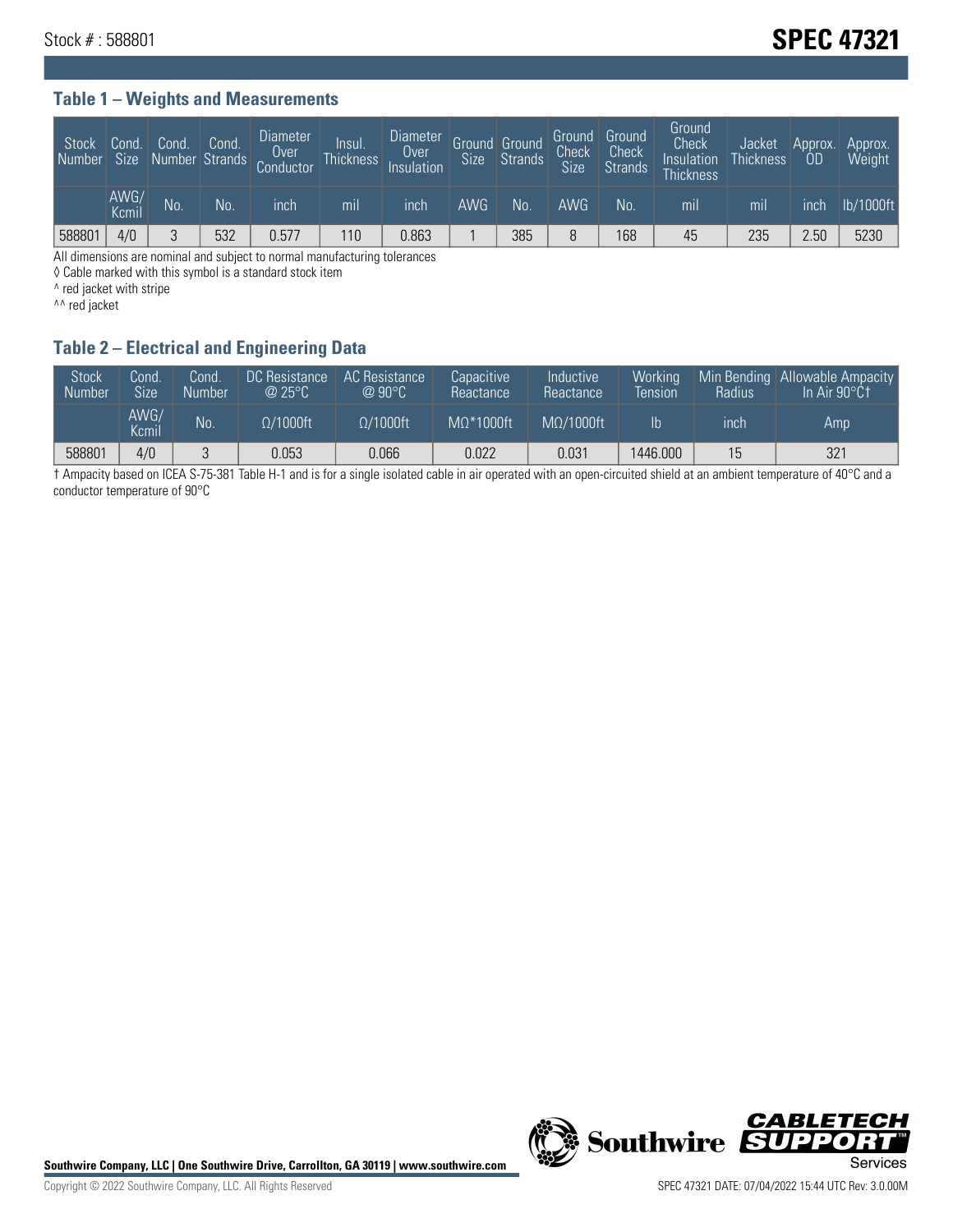Stock # : 588801

# SPEC 47321

## Table 1 – Weights and Measurements

| Stock Number | Cond. Size | Cond. Number | Cond. Strands | Diameter Over Conductor | Insul. Thickness | Diameter Over Insulation | Ground Size | Ground Strands | Ground Check Size | Ground Check Strands | Ground Check Insulation Thickness | Jacket Thickness | Approx. OD | Approx. Weight |
|---|---|---|---|---|---|---|---|---|---|---|---|---|---|---|
| | AWG/ Kcmil | No. | No. | inch | mil | inch | AWG | No. | AWG | No. | mil | mil | inch | lb/1000ft |
| 588801 | 4/0 | 3 | 532 | 0.577 | 110 | 0.863 | 1 | 385 | 8 | 168 | 45 | 235 | 2.50 | 5230 |

All dimensions are nominal and subject to normal manufacturing tolerances

◊ Cable marked with this symbol is a standard stock item

^ red jacket with stripe

^^ red jacket

## Table 2 – Electrical and Engineering Data

| Stock Number | Cond. Size | Cond. Number | DC Resistance @ 25°C | AC Resistance @ 90°C | Capacitive Reactance | Inductive Reactance | Working Tension | Min Bending Radius | Allowable Ampacity In Air 90°C† |
|---|---|---|---|---|---|---|---|---|---|
| | AWG/ Kcmil | No. | Ω/1000ft | Ω/1000ft | MΩ*1000ft | MΩ/1000ft | lb | inch | Amp |
| 588801 | 4/0 | 3 | 0.053 | 0.066 | 0.022 | 0.031 | 1446.000 | 15 | 321 |

† Ampacity based on ICEA S-75-381 Table H-1 and is for a single isolated cable in air operated with an open-circuited shield at an ambient temperature of 40°C and a conductor temperature of 90°C

Southwire Company, LLC | One Southwire Drive, Carrollton, GA 30119 | www.southwire.com

Copyright © 2022 Southwire Company, LLC. All Rights Reserved

SPEC 47321 DATE: 07/04/2022 15:44 UTC Rev: 3.0.00M